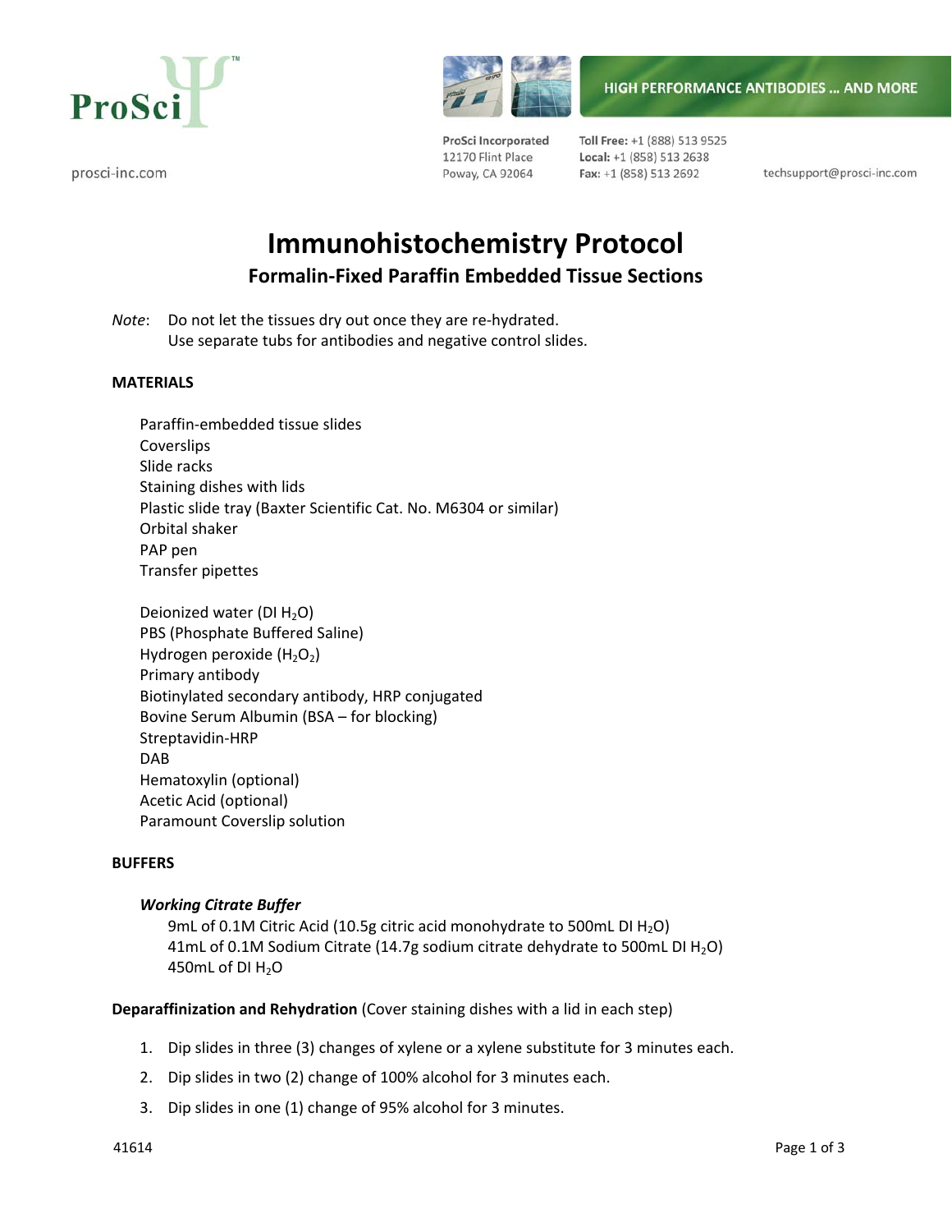ProSci

prosci-inc.com

HIGH PERFORMANCE ANTIBODIES … AND MORE

ProSci Incorporated
12170 Flint Place
Poway, CA 92064

**Toll Free:** +1 (888) 513 9525
**Local:** +1 (858) 513 2638
**Fax:** +1 (858) 513 2692

techsupport@prosci-inc.com

# Immunohistochemistry Protocol

## Formalin-Fixed Paraffin Embedded Tissue Sections

*Note*: Do not let the tissues dry out once they are re-hydrated.
Use separate tubs for antibodies and negative control slides.

**MATERIALS**

Paraffin-embedded tissue slides
Coverslips
Slide racks
Staining dishes with lids
Plastic slide tray (Baxter Scientific Cat. No. M6304 or similar)
Orbital shaker
PAP pen
Transfer pipettes

Deionized water (DI $H_2O$)
PBS (Phosphate Buffered Saline)
Hydrogen peroxide ($H_2O_2$)
Primary antibody
Biotinylated secondary antibody, HRP conjugated
Bovine Serum Albumin (BSA – for blocking)
Streptavidin-HRP
DAB
Hematoxylin (optional)
Acetic Acid (optional)
Paramount Coverslip solution

**BUFFERS**

***Working Citrate Buffer***

9mL of 0.1M Citric Acid (10.5g citric acid monohydrate to 500mL DI $H_2O$)
41mL of 0.1M Sodium Citrate (14.7g sodium citrate dehydrate to 500mL DI $H_2O$)
450mL of DI $H_2O$

**Deparaffinization and Rehydration** (Cover staining dishes with a lid in each step)

1. Dip slides in three (3) changes of xylene or a xylene substitute for 3 minutes each.
2. Dip slides in two (2) change of 100% alcohol for 3 minutes each.
3. Dip slides in one (1) change of 95% alcohol for 3 minutes.

41614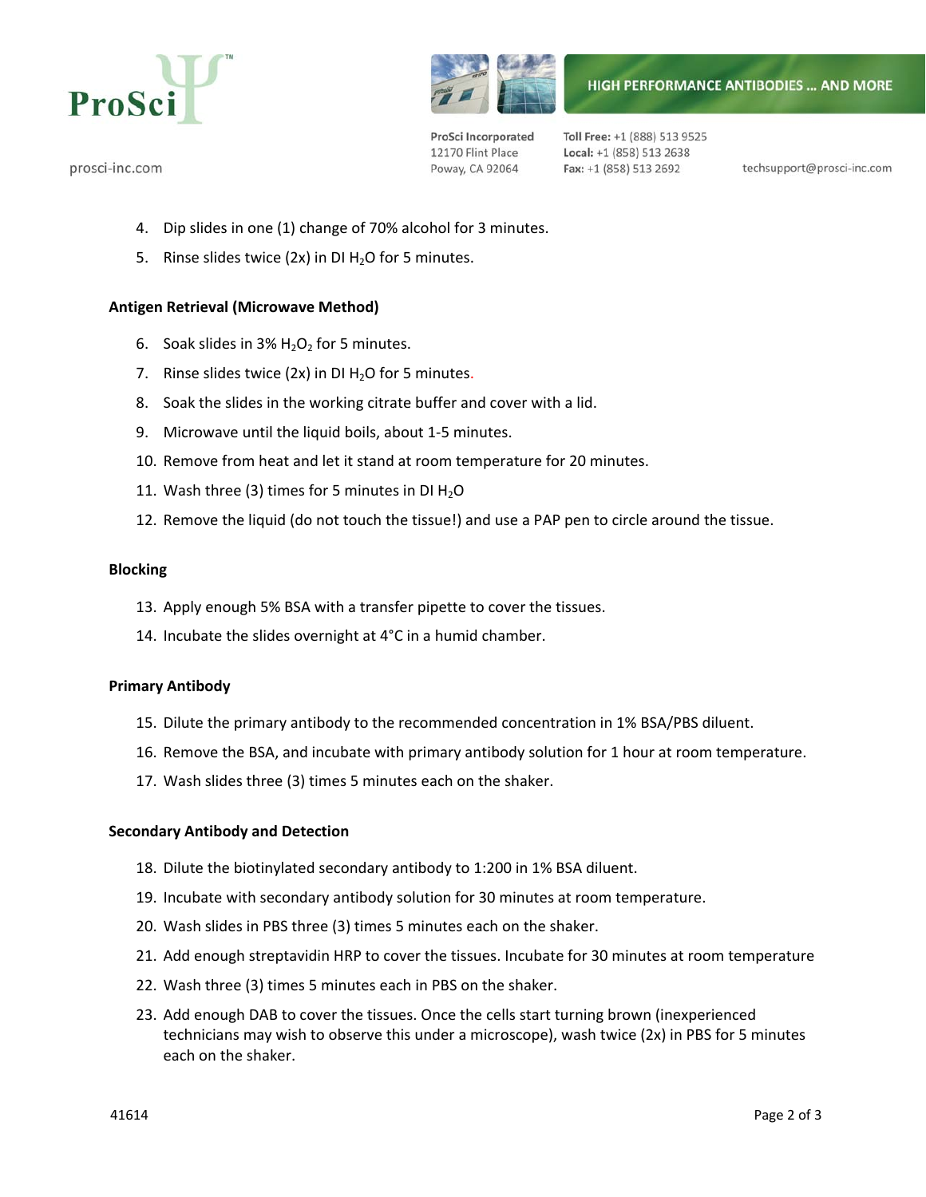4. Dip slides in one (1) change of 70% alcohol for 3 minutes.
5. Rinse slides twice (2x) in DI $H_2O$ for 5 minutes.

### Antigen Retrieval (Microwave Method)

6. Soak slides in 3% $H_2O_2$ for 5 minutes.
7. Rinse slides twice (2x) in DI $H_2O$ for 5 minutes.
8. Soak the slides in the working citrate buffer and cover with a lid.
9. Microwave until the liquid boils, about 1-5 minutes.
10. Remove from heat and let it stand at room temperature for 20 minutes.
11. Wash three (3) times for 5 minutes in DI $H_2O$
12. Remove the liquid (do not touch the tissue!) and use a PAP pen to circle around the tissue.

### Blocking

13. Apply enough 5% BSA with a transfer pipette to cover the tissues.
14. Incubate the slides overnight at 4°C in a humid chamber.

### Primary Antibody

15. Dilute the primary antibody to the recommended concentration in 1% BSA/PBS diluent.
16. Remove the BSA, and incubate with primary antibody solution for 1 hour at room temperature.
17. Wash slides three (3) times 5 minutes each on the shaker.

### Secondary Antibody and Detection

18. Dilute the biotinylated secondary antibody to 1:200 in 1% BSA diluent.
19. Incubate with secondary antibody solution for 30 minutes at room temperature.
20. Wash slides in PBS three (3) times 5 minutes each on the shaker.
21. Add enough streptavidin HRP to cover the tissues. Incubate for 30 minutes at room temperature
22. Wash three (3) times 5 minutes each in PBS on the shaker.
23. Add enough DAB to cover the tissues. Once the cells start turning brown (inexperienced technicians may wish to observe this under a microscope), wash twice (2x) in PBS for 5 minutes each on the shaker.

41614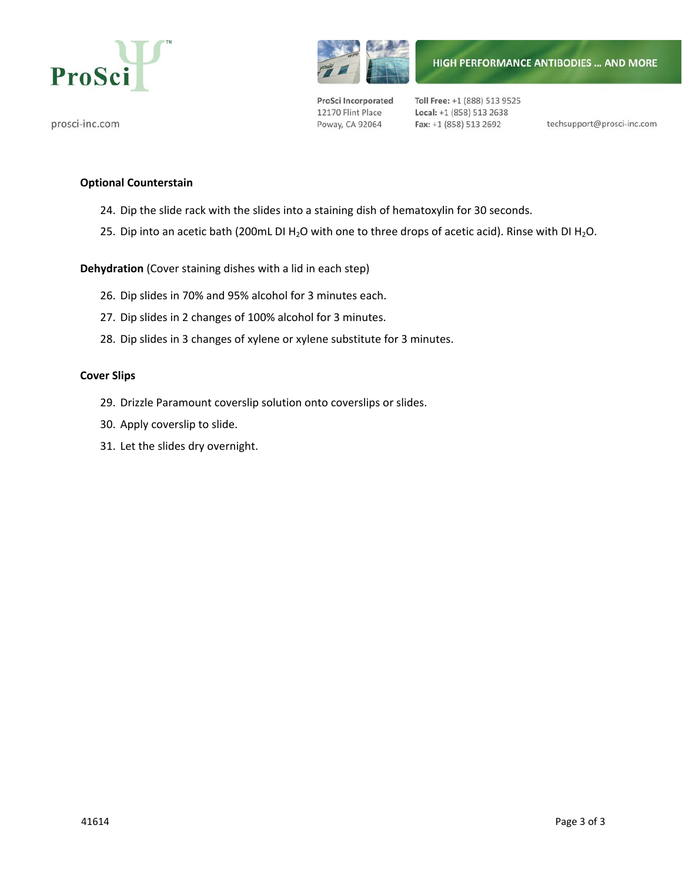**Optional Counterstain**

24. Dip the slide rack with the slides into a staining dish of hematoxylin for 30 seconds.
25. Dip into an acetic bath (200mL DI $H_2O$ with one to three drops of acetic acid). Rinse with DI $H_2O$.

**Dehydration** (Cover staining dishes with a lid in each step)

26. Dip slides in 70% and 95% alcohol for 3 minutes each.
27. Dip slides in 2 changes of 100% alcohol for 3 minutes.
28. Dip slides in 3 changes of xylene or xylene substitute for 3 minutes.

**Cover Slips**

29. Drizzle Paramount coverslip solution onto coverslips or slides.
30. Apply coverslip to slide.
31. Let the slides dry overnight.

41614